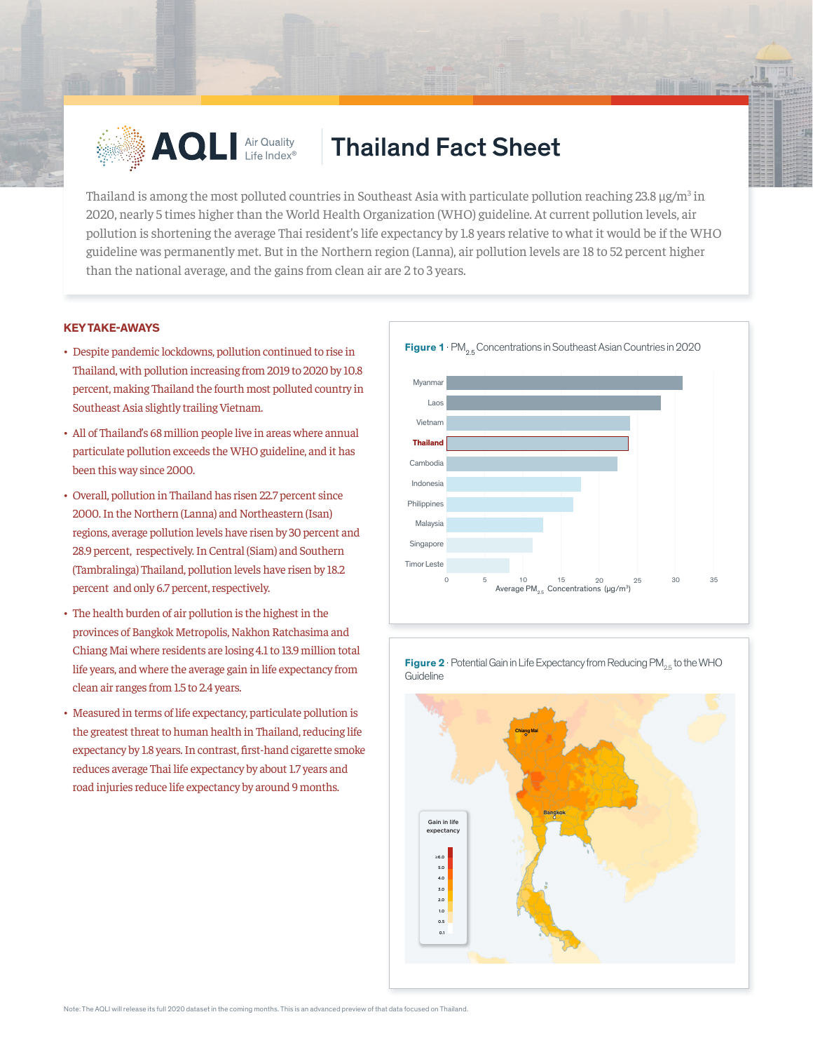AQLI Air Quality Life Index®

# Thailand Fact Sheet

Thailand is among the most polluted countries in Southeast Asia with particulate pollution reaching 23.8 µg/m³ in 2020, nearly 5 times higher than the World Health Organization (WHO) guideline. At current pollution levels, air pollution is shortening the average Thai resident's life expectancy by 1.8 years relative to what it would be if the WHO guideline was permanently met. But in the Northern region (Lanna), air pollution levels are 18 to 52 percent higher than the national average, and the gains from clean air are 2 to 3 years.

## KEY TAKE-AWAYS

- Despite pandemic lockdowns, pollution continued to rise in Thailand, with pollution increasing from 2019 to 2020 by 10.8 percent, making Thailand the fourth most polluted country in Southeast Asia slightly trailing Vietnam.
- All of Thailand's 68 million people live in areas where annual particulate pollution exceeds the WHO guideline, and it has been this way since 2000.
- Overall, pollution in Thailand has risen 22.7 percent since 2000. In the Northern (Lanna) and Northeastern (Isan) regions, average pollution levels have risen by 30 percent and 28.9 percent, respectively. In Central (Siam) and Southern (Tambralinga) Thailand, pollution levels have risen by 18.2 percent and only 6.7 percent, respectively.
- The health burden of air pollution is the highest in the provinces of Bangkok Metropolis, Nakhon Ratchasima and Chiang Mai where residents are losing 4.1 to 13.9 million total life years, and where the average gain in life expectancy from clean air ranges from 1.5 to 2.4 years.
- Measured in terms of life expectancy, particulate pollution is the greatest threat to human health in Thailand, reducing life expectancy by 1.8 years. In contrast, first-hand cigarette smoke reduces average Thai life expectancy by about 1.7 years and road injuries reduce life expectancy by around 9 months.

**Figure 1** · $PM_{2.5}$ Concentrations in Southeast Asian Countries in 2020

Myanmar
Laos
Vietnam
Thailand
Cambodia
Indonesia
Philippines
Malaysia
Singapore
Timor Leste

0 5 10 15 20 25 30 35

Average $PM_{2.5}$ Concentrations (µg/m³)

**Figure 2** · Potential Gain in Life Expectancy from Reducing $PM_{2.5}$ to the WHO Guideline

Chiang Mai
Bangkok

Gain in life expectancy
≥6.0
5.0
4.0
3.0
2.0
1.0
0.5
0.1

Note: The AQLI will release its full 2020 dataset in the coming months. This is an advanced preview of that data focused on Thailand.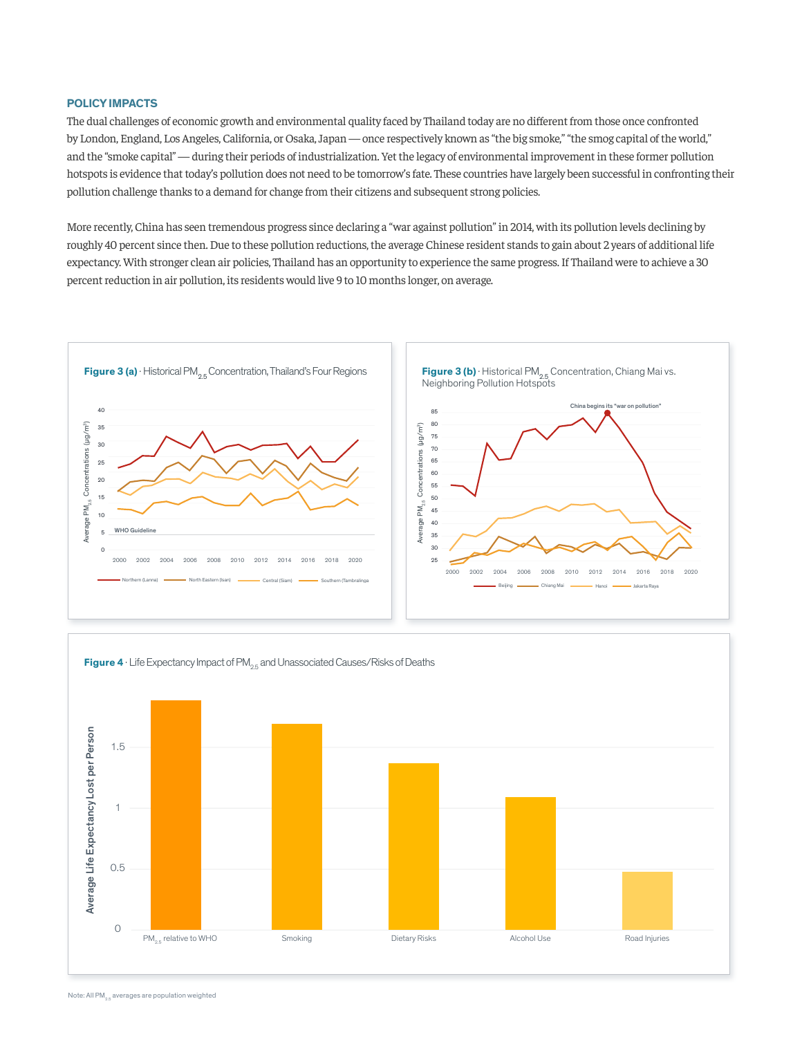## POLICY IMPACTS

The dual challenges of economic growth and environmental quality faced by Thailand today are no different from those once confronted by London, England, Los Angeles, California, or Osaka, Japan — once respectively known as "the big smoke," "the smog capital of the world," and the "smoke capital" — during their periods of industrialization. Yet the legacy of environmental improvement in these former pollution hotspots is evidence that today's pollution does not need to be tomorrow's fate. These countries have largely been successful in confronting their pollution challenge thanks to a demand for change from their citizens and subsequent strong policies.

More recently, China has seen tremendous progress since declaring a "war against pollution" in 2014, with its pollution levels declining by roughly 40 percent since then. Due to these pollution reductions, the average Chinese resident stands to gain about 2 years of additional life expectancy. With stronger clean air policies, Thailand has an opportunity to experience the same progress. If Thailand were to achieve a 30 percent reduction in air pollution, its residents would live 9 to 10 months longer, on average.

**Figure 3 (a)** · Historical $PM_{2.5}$ Concentration, Thailand's Four Regions

**Figure 3 (b)** · Historical $PM_{2.5}$ Concentration, Chiang Mai vs. Neighboring Pollution Hotspots

**Figure 4** · Life Expectancy Impact of $PM_{2.5}$ and Unassociated Causes/Risks of Deaths

Note: All $PM_{2.5}$ averages are population weighted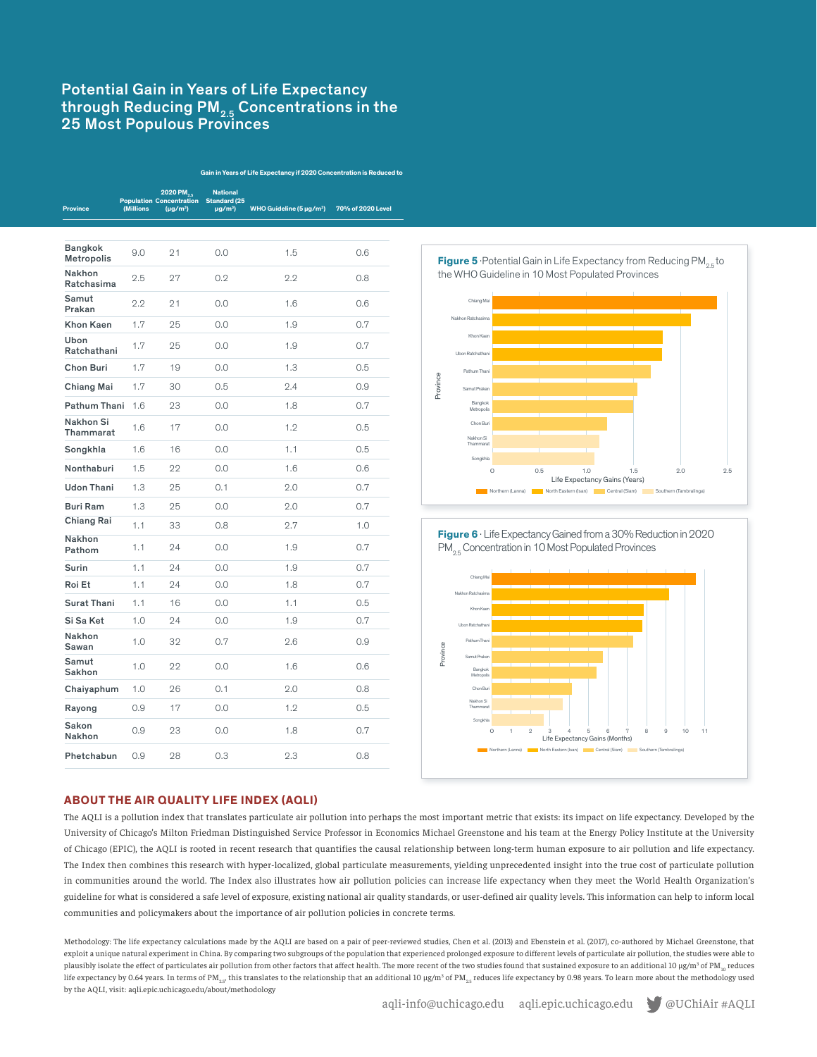# Potential Gain in Years of Life Expectancy through Reducing $PM_{2.5}$ Concentrations in the 25 Most Populous Provinces

| Province | Population (Millions | 2020 $PM_{2.5}$ Concentration (µg/m³) | Gain in Years of Life Expectancy if 2020 Concentration is Reduced to | | |
|---|---|---|---|---|---|
| | | | National Standard (25 µg/m³) | WHO Guideline (5 µg/m³) | 70% of 2020 Level |
| Bangkok Metropolis | 9.0 | 21 | 0.0 | 1.5 | 0.6 |
| Nakhon Ratchasima | 2.5 | 27 | 0.2 | 2.2 | 0.8 |
| Samut Prakan | 2.2 | 21 | 0.0 | 1.6 | 0.6 |
| Khon Kaen | 1.7 | 25 | 0.0 | 1.9 | 0.7 |
| Ubon Ratchathani | 1.7 | 25 | 0.0 | 1.9 | 0.7 |
| Chon Buri | 1.7 | 19 | 0.0 | 1.3 | 0.5 |
| Chiang Mai | 1.7 | 30 | 0.5 | 2.4 | 0.9 |
| Pathum Thani | 1.6 | 23 | 0.0 | 1.8 | 0.7 |
| Nakhon Si Thammarat | 1.6 | 17 | 0.0 | 1.2 | 0.5 |
| Songkhla | 1.6 | 16 | 0.0 | 1.1 | 0.5 |
| Nonthaburi | 1.5 | 22 | 0.0 | 1.6 | 0.6 |
| Udon Thani | 1.3 | 25 | 0.1 | 2.0 | 0.7 |
| Buri Ram | 1.3 | 25 | 0.0 | 2.0 | 0.7 |
| Chiang Rai | 1.1 | 33 | 0.8 | 2.7 | 1.0 |
| Nakhon Pathom | 1.1 | 24 | 0.0 | 1.9 | 0.7 |
| Surin | 1.1 | 24 | 0.0 | 1.9 | 0.7 |
| Roi Et | 1.1 | 24 | 0.0 | 1.8 | 0.7 |
| Surat Thani | 1.1 | 16 | 0.0 | 1.1 | 0.5 |
| Si Sa Ket | 1.0 | 24 | 0.0 | 1.9 | 0.7 |
| Nakhon Sawan | 1.0 | 32 | 0.7 | 2.6 | 0.9 |
| Samut Sakhon | 1.0 | 22 | 0.0 | 1.6 | 0.6 |
| Chaiyaphum | 1.0 | 26 | 0.1 | 2.0 | 0.8 |
| Rayong | 0.9 | 17 | 0.0 | 1.2 | 0.5 |
| Sakon Nakhon | 0.9 | 23 | 0.0 | 1.8 | 0.7 |
| Phetchabun | 0.9 | 28 | 0.3 | 2.3 | 0.8 |

**Figure 5** · Potential Gain in Life Expectancy from Reducing $PM_{2.5}$ to the WHO Guideline in 10 Most Populated Provinces

Province
Chiang Mai
Nakhon Ratchasima
Khon Kaen
Ubon Ratchathani
Pathum Thani
Samut Prakan
Bangkok Metropolis
Chon Buri
Nakhon Si Thammarat
Songkhla
0 0.5 1.0 1.5 2.0 2.5
Life Expectancy Gains (Years)
Northern (Lanna) North Eastern (Isan) Central (Siam) Southern (Tambralinga)

**Figure 6** · Life Expectancy Gained from a 30% Reduction in 2020 $PM_{2.5}$ Concentration in 10 Most Populated Provinces

Province
Chiang Mai
Nakhon Ratchasima
Khon Kaen
Ubon Ratchathani
Pathum Thani
Samut Prakan
Bangkok Metropolis
Chon Buri
Nakhon Si Thammarat
Songkhla
0 1 2 3 4 5 6 7 8 9 10 11
Life Expectancy Gains (Months)
Northern (Lanna) North Eastern (Isan) Central (Siam) Southern (Tambralinga)

## ABOUT THE AIR QUALITY LIFE INDEX (AQLI)

The AQLI is a pollution index that translates particulate air pollution into perhaps the most important metric that exists: its impact on life expectancy. Developed by the University of Chicago's Milton Friedman Distinguished Service Professor in Economics Michael Greenstone and his team at the Energy Policy Institute at the University of Chicago (EPIC), the AQLI is rooted in recent research that quantifies the causal relationship between long-term human exposure to air pollution and life expectancy. The Index then combines this research with hyper-localized, global particulate measurements, yielding unprecedented insight into the true cost of particulate pollution in communities around the world. The Index also illustrates how air pollution policies can increase life expectancy when they meet the World Health Organization's guideline for what is considered a safe level of exposure, existing national air quality standards, or user-defined air quality levels. This information can help to inform local communities and policymakers about the importance of air pollution policies in concrete terms.

Methodology: The life expectancy calculations made by the AQLI are based on a pair of peer-reviewed studies, Chen et al. (2013) and Ebenstein et al. (2017), co-authored by Michael Greenstone, that exploit a unique natural experiment in China. By comparing two subgroups of the population that experienced prolonged exposure to different levels of particulate air pollution, the studies were able to plausibly isolate the effect of particulates air pollution from other factors that affect health. The more recent of the two studies found that sustained exposure to an additional 10 µg/m³ of $PM_{10}$ reduces life expectancy by 0.64 years. In terms of $PM_{2.5}$, this translates to the relationship that an additional 10 µg/m³ of $PM_{2.5}$ reduces life expectancy by 0.98 years. To learn more about the methodology used by the AQLI, visit: aqli.epic.uchicago.edu/about/methodology

aqli-info@uchicago.edu aqli.epic.uchicago.edu @UChiAir #AQLI